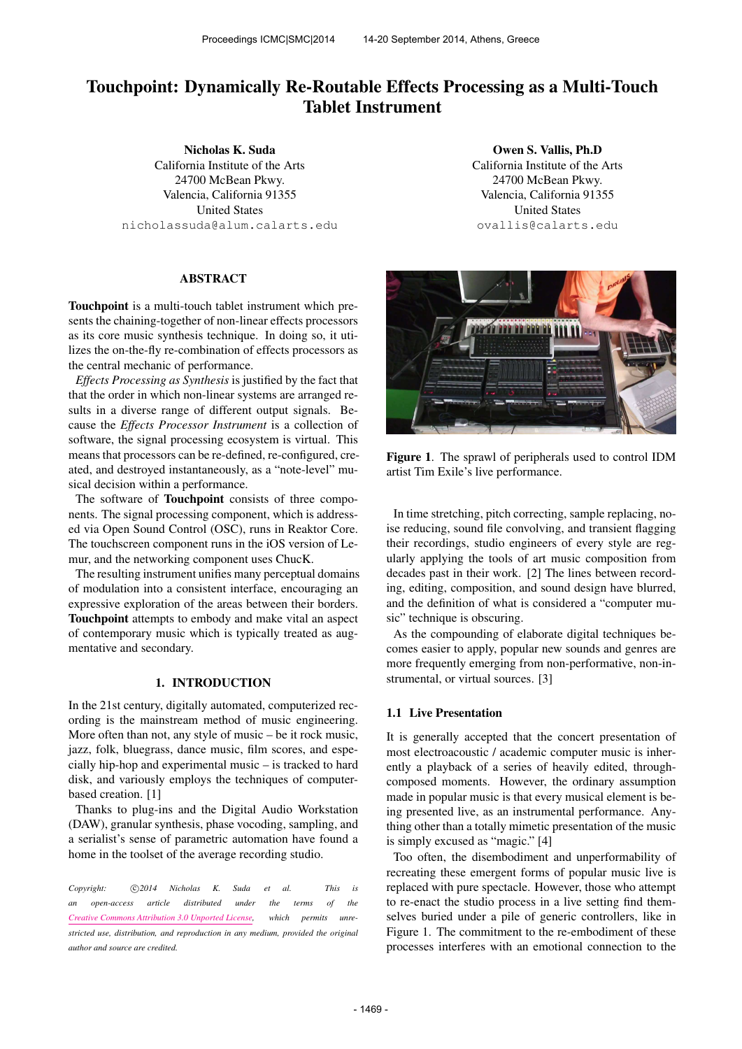# Touchpoint: Dynamically Re-Routable Effects Processing as a Multi-Touch Tablet Instrument

**Nicholas K. Suda**
California Institute of the Arts
24700 McBean Pkwy.
Valencia, California 91355
United States
nicholassuda@alum.calarts.edu

**Owen S. Vallis, Ph.D**
California Institute of the Arts
24700 McBean Pkwy.
Valencia, California 91355
United States
ovallis@calarts.edu

## ABSTRACT

**Touchpoint** is a multi-touch tablet instrument which presents the chaining-together of non-linear effects processors as its core music synthesis technique. In doing so, it utilizes the on-the-fly re-combination of effects processors as the central mechanic of performance.

*Effects Processing as Synthesis* is justified by the fact that that the order in which non-linear systems are arranged results in a diverse range of different output signals. Because the *Effects Processor Instrument* is a collection of software, the signal processing ecosystem is virtual. This means that processors can be re-defined, re-configured, created, and destroyed instantaneously, as a "note-level" musical decision within a performance.

The software of **Touchpoint** consists of three components. The signal processing component, which is addressed via Open Sound Control (OSC), runs in Reaktor Core. The touchscreen component runs in the iOS version of Lemur, and the networking component uses ChucK.

The resulting instrument unifies many perceptual domains of modulation into a consistent interface, encouraging an expressive exploration of the areas between their borders. **Touchpoint** attempts to embody and make vital an aspect of contemporary music which is typically treated as augmentative and secondary.

## 1. INTRODUCTION

In the 21st century, digitally automated, computerized recording is the mainstream method of music engineering. More often than not, any style of music – be it rock music, jazz, folk, bluegrass, dance music, film scores, and especially hip-hop and experimental music – is tracked to hard disk, and variously employs the techniques of computer-based creation. [1]

Thanks to plug-ins and the Digital Audio Workstation (DAW), granular synthesis, phase vocoding, sampling, and a serialist's sense of parametric automation have found a home in the toolset of the average recording studio.

*Copyright: ©2014 Nicholas K. Suda et al. This is an open-access article distributed under the terms of the Creative Commons Attribution 3.0 Unported License, which permits unrestricted use, distribution, and reproduction in any medium, provided the original author and source are credited.*

**Figure 1**. The sprawl of peripherals used to control IDM artist Tim Exile's live performance.

In time stretching, pitch correcting, sample replacing, noise reducing, sound file convolving, and transient flagging their recordings, studio engineers of every style are regularly applying the tools of art music composition from decades past in their work. [2] The lines between recording, editing, composition, and sound design have blurred, and the definition of what is considered a "computer music" technique is obscuring.

As the compounding of elaborate digital techniques becomes easier to apply, popular new sounds and genres are more frequently emerging from non-performative, non-instrumental, or virtual sources. [3]

### 1.1 Live Presentation

It is generally accepted that the concert presentation of most electroacoustic / academic computer music is inherently a playback of a series of heavily edited, through-composed moments. However, the ordinary assumption made in popular music is that every musical element is being presented live, as an instrumental performance. Anything other than a totally mimetic presentation of the music is simply excused as "magic." [4]

Too often, the disembodiment and unperformability of recreating these emergent forms of popular music live is replaced with pure spectacle. However, those who attempt to re-enact the studio process in a live setting find themselves buried under a pile of generic controllers, like in Figure 1. The commitment to the re-embodiment of these processes interferes with an emotional connection to the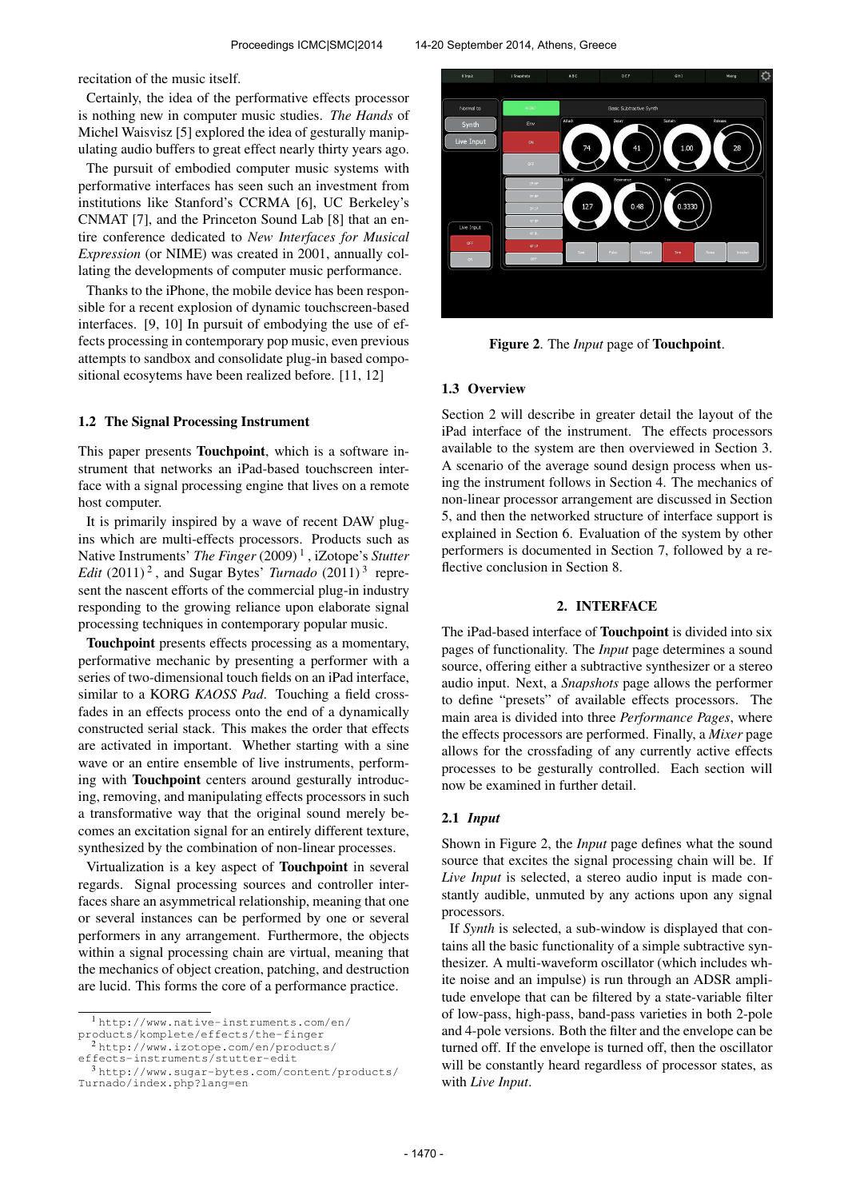recitation of the music itself.

Certainly, the idea of the performative effects processor is nothing new in computer music studies. *The Hands* of Michel Waisvisz [5] explored the idea of gesturally manipulating audio buffers to great effect nearly thirty years ago.

The pursuit of embodied computer music systems with performative interfaces has seen such an investment from institutions like Stanford's CCRMA [6], UC Berkeley's CNMAT [7], and the Princeton Sound Lab [8] that an entire conference dedicated to *New Interfaces for Musical Expression* (or NIME) was created in 2001, annually collating the developments of computer music performance.

Thanks to the iPhone, the mobile device has been responsible for a recent explosion of dynamic touchscreen-based interfaces. [9, 10] In pursuit of embodying the use of effects processing in contemporary pop music, even previous attempts to sandbox and consolidate plug-in based compositional ecosytems have been realized before. [11, 12]

### 1.2 The Signal Processing Instrument

This paper presents **Touchpoint**, which is a software instrument that networks an iPad-based touchscreen interface with a signal processing engine that lives on a remote host computer.

It is primarily inspired by a wave of recent DAW plugins which are multi-effects processors. Products such as Native Instruments' *The Finger* (2009) [1] , iZotope's *Stutter Edit* (2011) [2] , and Sugar Bytes' *Turnado* (2011) [3] represent the nascent efforts of the commercial plug-in industry responding to the growing reliance upon elaborate signal processing techniques in contemporary popular music.

**Touchpoint** presents effects processing as a momentary, performative mechanic by presenting a performer with a series of two-dimensional touch fields on an iPad interface, similar to a KORG *KAOSS Pad*. Touching a field crossfades in an effects process onto the end of a dynamically constructed serial stack. This makes the order that effects are activated in important. Whether starting with a sine wave or an entire ensemble of live instruments, performing with **Touchpoint** centers around gesturally introducing, removing, and manipulating effects processors in such a transformative way that the original sound merely becomes an excitation signal for an entirely different texture, synthesized by the combination of non-linear processes.

Virtualization is a key aspect of **Touchpoint** in several regards. Signal processing sources and controller interfaces share an asymmetrical relationship, meaning that one or several instances can be performed by one or several performers in any arrangement. Furthermore, the objects within a signal processing chain are virtual, meaning that the mechanics of object creation, patching, and destruction are lucid. This forms the core of a performance practice.

[1] http://www.native-instruments.com/en/products/komplete/effects/the-finger
[2] http://www.izotope.com/en/products/effects-instruments/stutter-edit
[3] http://www.sugar-bytes.com/content/products/Turnado/index.php?lang=en

**Figure 2**. The *Input* page of **Touchpoint**.

### 1.3 Overview

Section 2 will describe in greater detail the layout of the iPad interface of the instrument. The effects processors available to the system are then overviewed in Section 3. A scenario of the average sound design process when using the instrument follows in Section 4. The mechanics of non-linear processor arrangement are discussed in Section 5, and then the networked structure of interface support is explained in Section 6. Evaluation of the system by other performers is documented in Section 7, followed by a reflective conclusion in Section 8.

## 2. INTERFACE

The iPad-based interface of **Touchpoint** is divided into six pages of functionality. The *Input* page determines a sound source, offering either a subtractive synthesizer or a stereo audio input. Next, a *Snapshots* page allows the performer to define "presets" of available effects processors. The main area is divided into three *Performance Pages*, where the effects processors are performed. Finally, a *Mixer* page allows for the crossfading of any currently active effects processes to be gesturally controlled. Each section will now be examined in further detail.

### 2.1 *Input*

Shown in Figure 2, the *Input* page defines what the sound source that excites the signal processing chain will be. If *Live Input* is selected, a stereo audio input is made constantly audible, unmuted by any actions upon any signal processors.

If *Synth* is selected, a sub-window is displayed that contains all the basic functionality of a simple subtractive synthesizer. A multi-waveform oscillator (which includes white noise and an impulse) is run through an ADSR amplitude envelope that can be filtered by a state-variable filter of low-pass, high-pass, band-pass varieties in both 2-pole and 4-pole versions. Both the filter and the envelope can be turned off. If the envelope is turned off, then the oscillator will be constantly heard regardless of processor states, as with *Live Input*.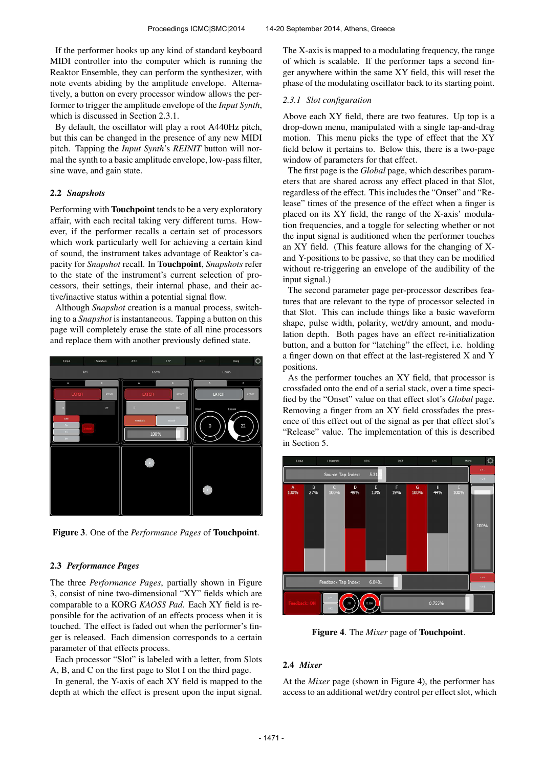If the performer hooks up any kind of standard keyboard MIDI controller into the computer which is running the Reaktor Ensemble, they can perform the synthesizer, with note events abiding by the amplitude envelope. Alternatively, a button on every processor window allows the performer to trigger the amplitude envelope of the *Input Synth*, which is discussed in Section 2.3.1.

By default, the oscillator will play a root A440Hz pitch, but this can be changed in the presence of any new MIDI pitch. Tapping the *Input Synth*'s *REINIT* button will normal the synth to a basic amplitude envelope, low-pass filter, sine wave, and gain state.

### 2.2 *Snapshots*

Performing with **Touchpoint** tends to be a very exploratory affair, with each recital taking very different turns. However, if the performer recalls a certain set of processors which work particularly well for achieving a certain kind of sound, the instrument takes advantage of Reaktor's capacity for *Snapshot* recall. In **Touchpoint**, *Snapshots* refer to the state of the instrument's current selection of processors, their settings, their internal phase, and their active/inactive status within a potential signal flow.

Although *Snapshot* creation is a manual process, switching to a *Snapshot* is instantaneous. Tapping a button on this page will completely erase the state of all nine processors and replace them with another previously defined state.

**Figure 3**. One of the *Performance Pages* of **Touchpoint**.

### 2.3 *Performance Pages*

The three *Performance Pages*, partially shown in Figure 3, consist of nine two-dimensional "XY" fields which are comparable to a KORG *KAOSS Pad*. Each XY field is responsible for the activation of an effects process when it is touched. The effect is faded out when the performer's finger is released. Each dimension corresponds to a certain parameter of that effects process.

Each processor "Slot" is labeled with a letter, from Slots A, B, and C on the first page to Slot I on the third page.

In general, the Y-axis of each XY field is mapped to the depth at which the effect is present upon the input signal. The X-axis is mapped to a modulating frequency, the range of which is scalable. If the performer taps a second finger anywhere within the same XY field, this will reset the phase of the modulating oscillator back to its starting point.

#### 2.3.1 *Slot configuration*

Above each XY field, there are two features. Up top is a drop-down menu, manipulated with a single tap-and-drag motion. This menu picks the type of effect that the XY field below it pertains to. Below this, there is a two-page window of parameters for that effect.

The first page is the *Global* page, which describes parameters that are shared across any effect placed in that Slot, regardless of the effect. This includes the "Onset" and "Release" times of the presence of the effect when a finger is placed on its XY field, the range of the X-axis' modulation frequencies, and a toggle for selecting whether or not the input signal is auditioned when the performer touches an XY field. (This feature allows for the changing of X- and Y-positions to be passive, so that they can be modified without re-triggering an envelope of the audibility of the input signal.)

The second parameter page per-processor describes features that are relevant to the type of processor selected in that Slot. This can include things like a basic waveform shape, pulse width, polarity, wet/dry amount, and modulation depth. Both pages have an effect re-initialization button, and a button for "latching" the effect, i.e. holding a finger down on that effect at the last-registered X and Y positions.

As the performer touches an XY field, that processor is crossfaded onto the end of a serial stack, over a time specified by the "Onset" value on that effect slot's *Global* page. Removing a finger from an XY field crossfades the presence of this effect out of the signal as per that effect slot's "Release" value. The implementation of this is described in Section 5.

**Figure 4**. The *Mixer* page of **Touchpoint**.

### 2.4 *Mixer*

At the *Mixer* page (shown in Figure 4), the performer has access to an additional wet/dry control per effect slot, which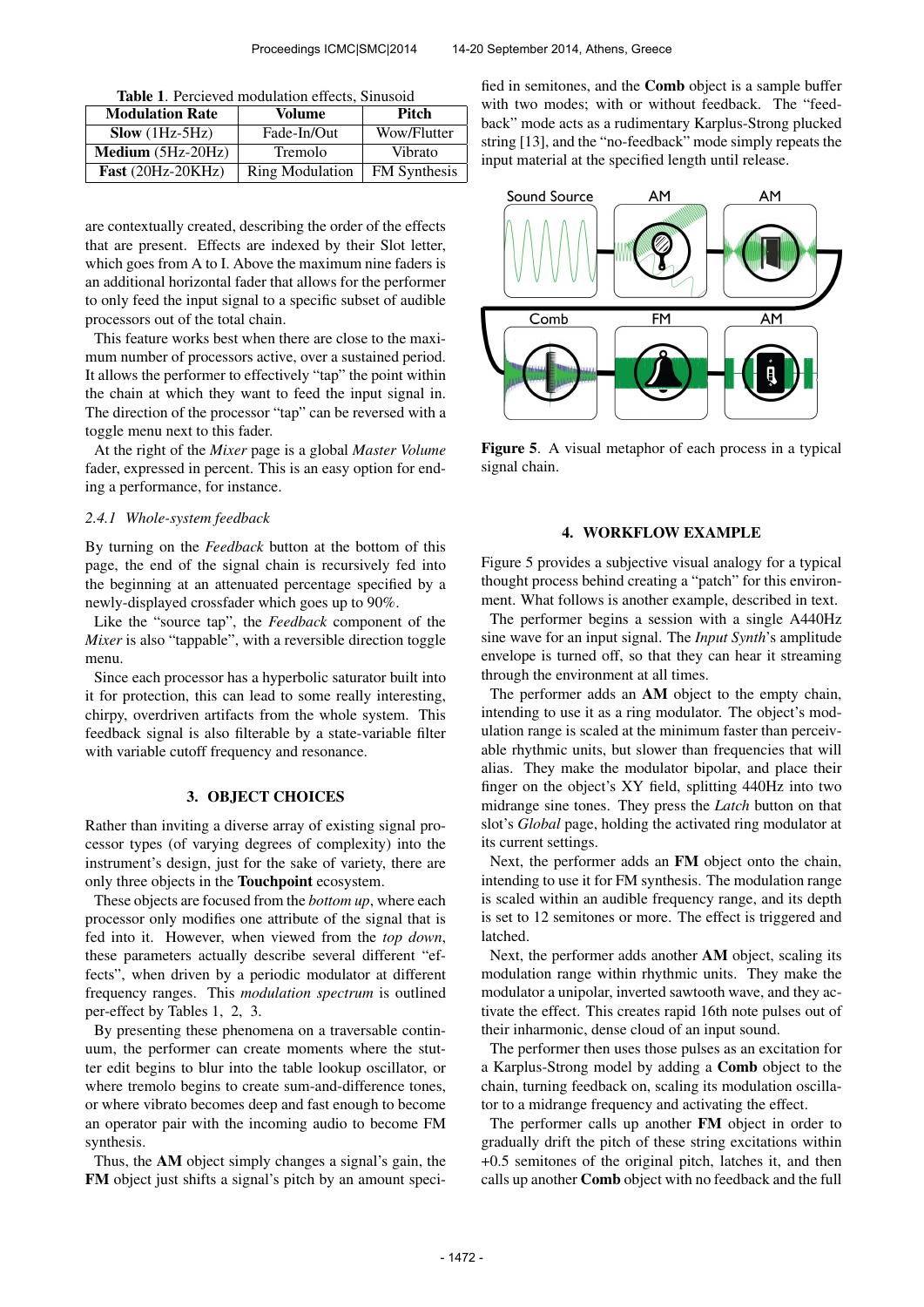**Table 1**. Percieved modulation effects, Sinusoid

| Modulation Rate | Volume | Pitch |
|---|---|---|
| **Slow** (1Hz-5Hz) | Fade-In/Out | Wow/Flutter |
| **Medium** (5Hz-20Hz) | Tremolo | Vibrato |
| **Fast** (20Hz-20KHz) | Ring Modulation | FM Synthesis |

are contextually created, describing the order of the effects that are present. Effects are indexed by their Slot letter, which goes from A to I. Above the maximum nine faders is an additional horizontal fader that allows for the performer to only feed the input signal to a specific subset of audible processors out of the total chain.

This feature works best when there are close to the maximum number of processors active, over a sustained period. It allows the performer to effectively "tap" the point within the chain at which they want to feed the input signal in. The direction of the processor "tap" can be reversed with a toggle menu next to this fader.

At the right of the *Mixer* page is a global *Master Volume* fader, expressed in percent. This is an easy option for ending a performance, for instance.

### 2.4.1 Whole-system feedback

By turning on the *Feedback* button at the bottom of this page, the end of the signal chain is recursively fed into the beginning at an attenuated percentage specified by a newly-displayed crossfader which goes up to 90%.

Like the "source tap", the *Feedback* component of the *Mixer* is also "tappable", with a reversible direction toggle menu.

Since each processor has a hyperbolic saturator built into it for protection, this can lead to some really interesting, chirpy, overdriven artifacts from the whole system. This feedback signal is also filterable by a state-variable filter with variable cutoff frequency and resonance.

## 3. OBJECT CHOICES

Rather than inviting a diverse array of existing signal processor types (of varying degrees of complexity) into the instrument's design, just for the sake of variety, there are only three objects in the **Touchpoint** ecosystem.

These objects are focused from the *bottom up*, where each processor only modifies one attribute of the signal that is fed into it. However, when viewed from the *top down*, these parameters actually describe several different "effects", when driven by a periodic modulator at different frequency ranges. This *modulation spectrum* is outlined per-effect by Tables 1, 2, 3.

By presenting these phenomena on a traversable continuum, the performer can create moments where the stutter edit begins to blur into the table lookup oscillator, or where tremolo begins to create sum-and-difference tones, or where vibrato becomes deep and fast enough to become an operator pair with the incoming audio to become FM synthesis.

Thus, the **AM** object simply changes a signal's gain, the **FM** object just shifts a signal's pitch by an amount specified in semitones, and the **Comb** object is a sample buffer with two modes; with or without feedback. The "feedback" mode acts as a rudimentary Karplus-Strong plucked string [13], and the "no-feedback" mode simply repeats the input material at the specified length until release.

**Figure 5**. A visual metaphor of each process in a typical signal chain.

## 4. WORKFLOW EXAMPLE

Figure 5 provides a subjective visual analogy for a typical thought process behind creating a "patch" for this environment. What follows is another example, described in text.

The performer begins a session with a single A440Hz sine wave for an input signal. The *Input Synth*'s amplitude envelope is turned off, so that they can hear it streaming through the environment at all times.

The performer adds an **AM** object to the empty chain, intending to use it as a ring modulator. The object's modulation range is scaled at the minimum faster than perceivable rhythmic units, but slower than frequencies that will alias. They make the modulator bipolar, and place their finger on the object's XY field, splitting 440Hz into two midrange sine tones. They press the *Latch* button on that slot's *Global* page, holding the activated ring modulator at its current settings.

Next, the performer adds an **FM** object onto the chain, intending to use it for FM synthesis. The modulation range is scaled within an audible frequency range, and its depth is set to 12 semitones or more. The effect is triggered and latched.

Next, the performer adds another **AM** object, scaling its modulation range within rhythmic units. They make the modulator a unipolar, inverted sawtooth wave, and they activate the effect. This creates rapid 16th note pulses out of their inharmonic, dense cloud of an input sound.

The performer then uses those pulses as an excitation for a Karplus-Strong model by adding a **Comb** object to the chain, turning feedback on, scaling its modulation oscillator to a midrange frequency and activating the effect.

The performer calls up another **FM** object in order to gradually drift the pitch of these string excitations within +0.5 semitones of the original pitch, latches it, and then calls up another **Comb** object with no feedback and the full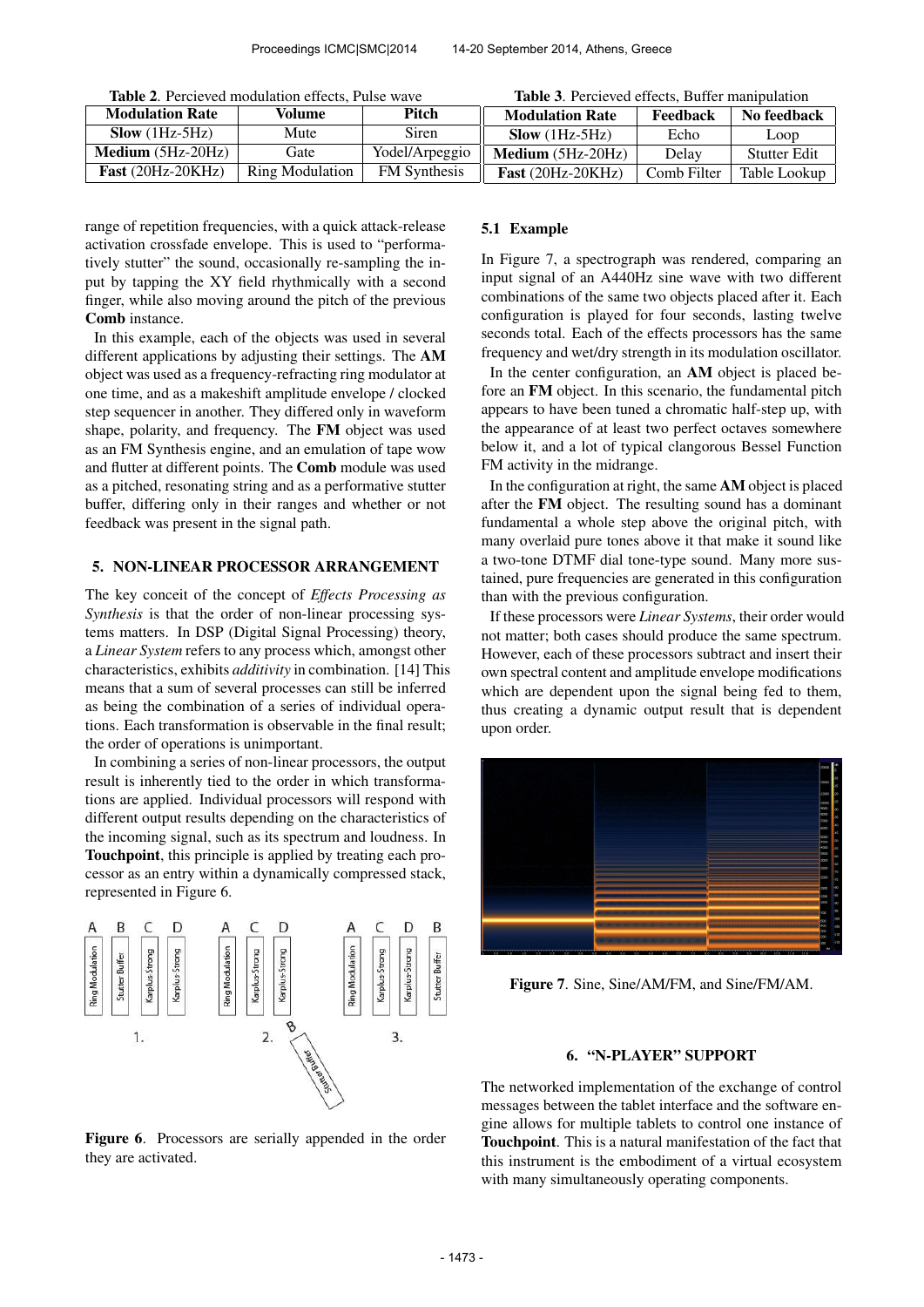**Table 2**. Percieved modulation effects, Pulse wave

| Modulation Rate | Volume | Pitch |
|---|---|---|
| **Slow** (1Hz-5Hz) | Mute | Siren |
| **Medium** (5Hz-20Hz) | Gate | Yodel/Arpeggio |
| **Fast** (20Hz-20KHz) | Ring Modulation | FM Synthesis |

**Table 3**. Percieved effects, Buffer manipulation

| Modulation Rate | Feedback | No feedback |
|---|---|---|
| **Slow** (1Hz-5Hz) | Echo | Loop |
| **Medium** (5Hz-20Hz) | Delay | Stutter Edit |
| **Fast** (20Hz-20KHz) | Comb Filter | Table Lookup |

range of repetition frequencies, with a quick attack-release activation crossfade envelope. This is used to "performatively stutter" the sound, occasionally re-sampling the input by tapping the XY field rhythmically with a second finger, while also moving around the pitch of the previous **Comb** instance.

In this example, each of the objects was used in several different applications by adjusting their settings. The **AM** object was used as a frequency-refracting ring modulator at one time, and as a makeshift amplitude envelope / clocked step sequencer in another. They differed only in waveform shape, polarity, and frequency. The **FM** object was used as an FM Synthesis engine, and an emulation of tape wow and flutter at different points. The **Comb** module was used as a pitched, resonating string and as a performative stutter buffer, differing only in their ranges and whether or not feedback was present in the signal path.

## 5. NON-LINEAR PROCESSOR ARRANGEMENT

The key conceit of the concept of *Effects Processing as Synthesis* is that the order of non-linear processing systems matters. In DSP (Digital Signal Processing) theory, a *Linear System* refers to any process which, amongst other characteristics, exhibits *additivity* in combination. [14] This means that a sum of several processes can still be inferred as being the combination of a series of individual operations. Each transformation is observable in the final result; the order of operations is unimportant.

In combining a series of non-linear processors, the output result is inherently tied to the order in which transformations are applied. Individual processors will respond with different output results depending on the characteristics of the incoming signal, such as its spectrum and loudness. In **Touchpoint**, this principle is applied by treating each processor as an entry within a dynamically compressed stack, represented in Figure 6.

**Figure 6**. Processors are serially appended in the order they are activated.

### 5.1 Example

In Figure 7, a spectrograph was rendered, comparing an input signal of an A440Hz sine wave with two different combinations of the same two objects placed after it. Each configuration is played for four seconds, lasting twelve seconds total. Each of the effects processors has the same frequency and wet/dry strength in its modulation oscillator.

In the center configuration, an **AM** object is placed before an **FM** object. In this scenario, the fundamental pitch appears to have been tuned a chromatic half-step up, with the appearance of at least two perfect octaves somewhere below it, and a lot of typical clangorous Bessel Function FM activity in the midrange.

In the configuration at right, the same **AM** object is placed after the **FM** object. The resulting sound has a dominant fundamental a whole step above the original pitch, with many overlaid pure tones above it that make it sound like a two-tone DTMF dial tone-type sound. Many more sustained, pure frequencies are generated in this configuration than with the previous configuration.

If these processors were *Linear Systems*, their order would not matter; both cases should produce the same spectrum. However, each of these processors subtract and insert their own spectral content and amplitude envelope modifications which are dependent upon the signal being fed to them, thus creating a dynamic output result that is dependent upon order.

**Figure 7**. Sine, Sine/AM/FM, and Sine/FM/AM.

## 6. "N-PLAYER" SUPPORT

The networked implementation of the exchange of control messages between the tablet interface and the software engine allows for multiple tablets to control one instance of **Touchpoint**. This is a natural manifestation of the fact that this instrument is the embodiment of a virtual ecosystem with many simultaneously operating components.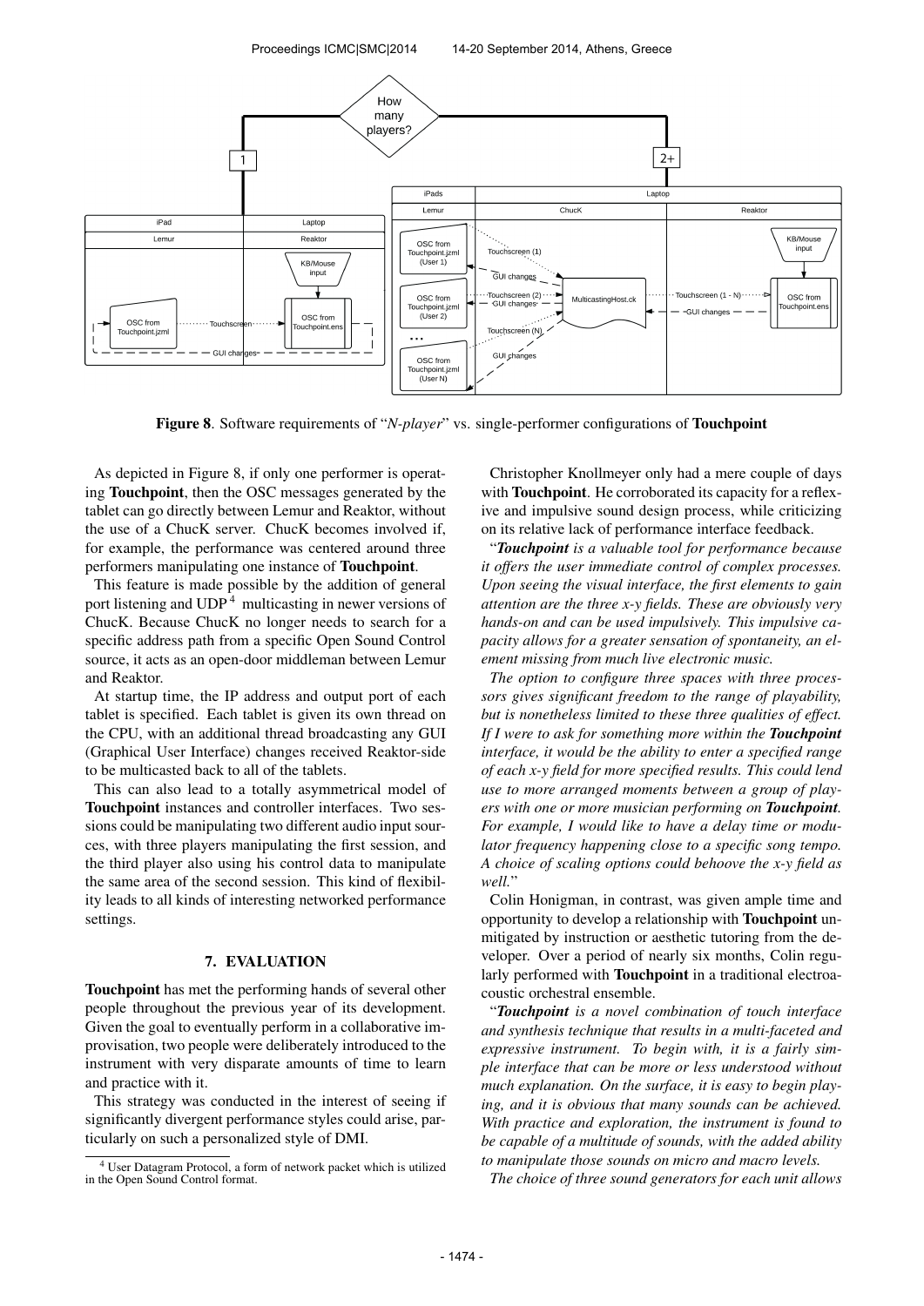**Figure 8**. Software requirements of "*N-player*" vs. single-performer configurations of **Touchpoint**

As depicted in Figure 8, if only one performer is operating **Touchpoint**, then the OSC messages generated by the tablet can go directly between Lemur and Reaktor, without the use of a ChucK server. ChucK becomes involved if, for example, the performance was centered around three performers manipulating one instance of **Touchpoint**.

This feature is made possible by the addition of general port listening and UDP[4] multicasting in newer versions of ChucK. Because ChucK no longer needs to search for a specific address path from a specific Open Sound Control source, it acts as an open-door middleman between Lemur and Reaktor.

At startup time, the IP address and output port of each tablet is specified. Each tablet is given its own thread on the CPU, with an additional thread broadcasting any GUI (Graphical User Interface) changes received Reaktor-side to be multicasted back to all of the tablets.

This can also lead to a totally asymmetrical model of **Touchpoint** instances and controller interfaces. Two sessions could be manipulating two different audio input sources, with three players manipulating the first session, and the third player also using his control data to manipulate the same area of the second session. This kind of flexibility leads to all kinds of interesting networked performance settings.

## 7. EVALUATION

**Touchpoint** has met the performing hands of several other people throughout the previous year of its development. Given the goal to eventually perform in a collaborative improvisation, two people were deliberately introduced to the instrument with very disparate amounts of time to learn and practice with it.

This strategy was conducted in the interest of seeing if significantly divergent performance styles could arise, particularly on such a personalized style of DMI.

[4] User Datagram Protocol, a form of network packet which is utilized in the Open Sound Control format.

Christopher Knollmeyer only had a mere couple of days with **Touchpoint**. He corroborated its capacity for a reflexive and impulsive sound design process, while criticizing on its relative lack of performance interface feedback.

"***Touchpoint*** *is a valuable tool for performance because it offers the user immediate control of complex processes. Upon seeing the visual interface, the first elements to gain attention are the three x-y fields. These are obviously very hands-on and can be used impulsively. This impulsive capacity allows for a greater sensation of spontaneity, an element missing from much live electronic music.*

*The option to configure three spaces with three processors gives significant freedom to the range of playability, but is nonetheless limited to these three qualities of effect. If I were to ask for something more within the* ***Touchpoint*** *interface, it would be the ability to enter a specified range of each x-y field for more specified results. This could lend use to more arranged moments between a group of players with one or more musician performing on* ***Touchpoint****. For example, I would like to have a delay time or modulator frequency happening close to a specific song tempo. A choice of scaling options could behoove the x-y field as well.*"

Colin Honigman, in contrast, was given ample time and opportunity to develop a relationship with **Touchpoint** unmitigated by instruction or aesthetic tutoring from the developer. Over a period of nearly six months, Colin regularly performed with **Touchpoint** in a traditional electroacoustic orchestral ensemble.

"***Touchpoint*** *is a novel combination of touch interface and synthesis technique that results in a multi-faceted and expressive instrument. To begin with, it is a fairly simple interface that can be more or less understood without much explanation. On the surface, it is easy to begin playing, and it is obvious that many sounds can be achieved. With practice and exploration, the instrument is found to be capable of a multitude of sounds, with the added ability to manipulate those sounds on micro and macro levels.*

*The choice of three sound generators for each unit allows*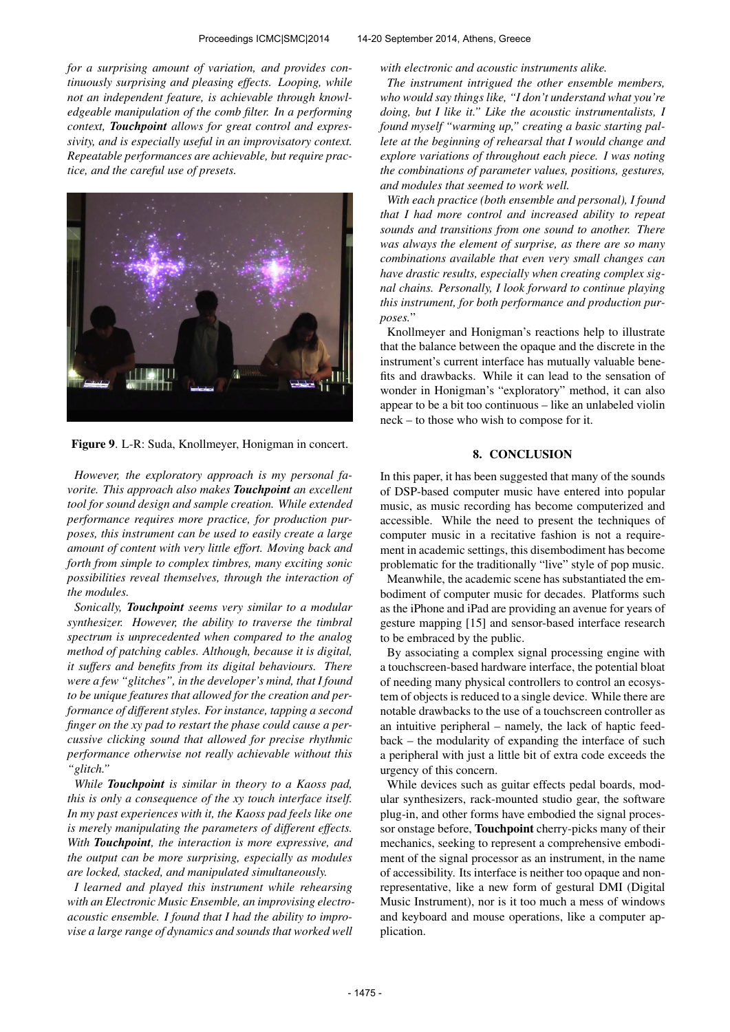*for a surprising amount of variation, and provides continuously surprising and pleasing effects. Looping, while not an independent feature, is achievable through knowledgeable manipulation of the comb filter. In a performing context, **Touchpoint** allows for great control and expressivity, and is especially useful in an improvisatory context. Repeatable performances are achievable, but require practice, and the careful use of presets.*

**Figure 9**. L-R: Suda, Knollmeyer, Honigman in concert.

*However, the exploratory approach is my personal favorite. This approach also makes **Touchpoint** an excellent tool for sound design and sample creation. While extended performance requires more practice, for production purposes, this instrument can be used to easily create a large amount of content with very little effort. Moving back and forth from simple to complex timbres, many exciting sonic possibilities reveal themselves, through the interaction of the modules.*

*Sonically, **Touchpoint** seems very similar to a modular synthesizer. However, the ability to traverse the timbral spectrum is unprecedented when compared to the analog method of patching cables. Although, because it is digital, it suffers and benefits from its digital behaviours. There were a few "glitches", in the developer's mind, that I found to be unique features that allowed for the creation and performance of different styles. For instance, tapping a second finger on the xy pad to restart the phase could cause a percussive clicking sound that allowed for precise rhythmic performance otherwise not really achievable without this "glitch."*

*While **Touchpoint** is similar in theory to a Kaoss pad, this is only a consequence of the xy touch interface itself. In my past experiences with it, the Kaoss pad feels like one is merely manipulating the parameters of different effects. With **Touchpoint**, the interaction is more expressive, and the output can be more surprising, especially as modules are locked, stacked, and manipulated simultaneously.*

*I learned and played this instrument while rehearsing with an Electronic Music Ensemble, an improvising electroacoustic ensemble. I found that I had the ability to improvise a large range of dynamics and sounds that worked well with electronic and acoustic instruments alike.*

*The instrument intrigued the other ensemble members, who would say things like, "I don't understand what you're doing, but I like it." Like the acoustic instrumentalists, I found myself "warming up," creating a basic starting palette at the beginning of rehearsal that I would change and explore variations of throughout each piece. I was noting the combinations of parameter values, positions, gestures, and modules that seemed to work well.*

*With each practice (both ensemble and personal), I found that I had more control and increased ability to repeat sounds and transitions from one sound to another. There was always the element of surprise, as there are so many combinations available that even very small changes can have drastic results, especially when creating complex signal chains. Personally, I look forward to continue playing this instrument, for both performance and production purposes."*

Knollmeyer and Honigman's reactions help to illustrate that the balance between the opaque and the discrete in the instrument's current interface has mutually valuable benefits and drawbacks. While it can lead to the sensation of wonder in Honigman's "exploratory" method, it can also appear to be a bit too continuous – like an unlabeled violin neck – to those who wish to compose for it.

## 8. CONCLUSION

In this paper, it has been suggested that many of the sounds of DSP-based computer music have entered into popular music, as music recording has become computerized and accessible. While the need to present the techniques of computer music in a recitative fashion is not a requirement in academic settings, this disembodiment has become problematic for the traditionally "live" style of pop music.

Meanwhile, the academic scene has substantiated the embodiment of computer music for decades. Platforms such as the iPhone and iPad are providing an avenue for years of gesture mapping [15] and sensor-based interface research to be embraced by the public.

By associating a complex signal processing engine with a touchscreen-based hardware interface, the potential bloat of needing many physical controllers to control an ecosystem of objects is reduced to a single device. While there are notable drawbacks to the use of a touchscreen controller as an intuitive peripheral – namely, the lack of haptic feedback – the modularity of expanding the interface of such a peripheral with just a little bit of extra code exceeds the urgency of this concern.

While devices such as guitar effects pedal boards, modular synthesizers, rack-mounted studio gear, the software plug-in, and other forms have embodied the signal processor onstage before, **Touchpoint** cherry-picks many of their mechanics, seeking to represent a comprehensive embodiment of the signal processor as an instrument, in the name of accessibility. Its interface is neither too opaque and nonrepresentative, like a new form of gestural DMI (Digital Music Instrument), nor is it too much a mess of windows and keyboard and mouse operations, like a computer application.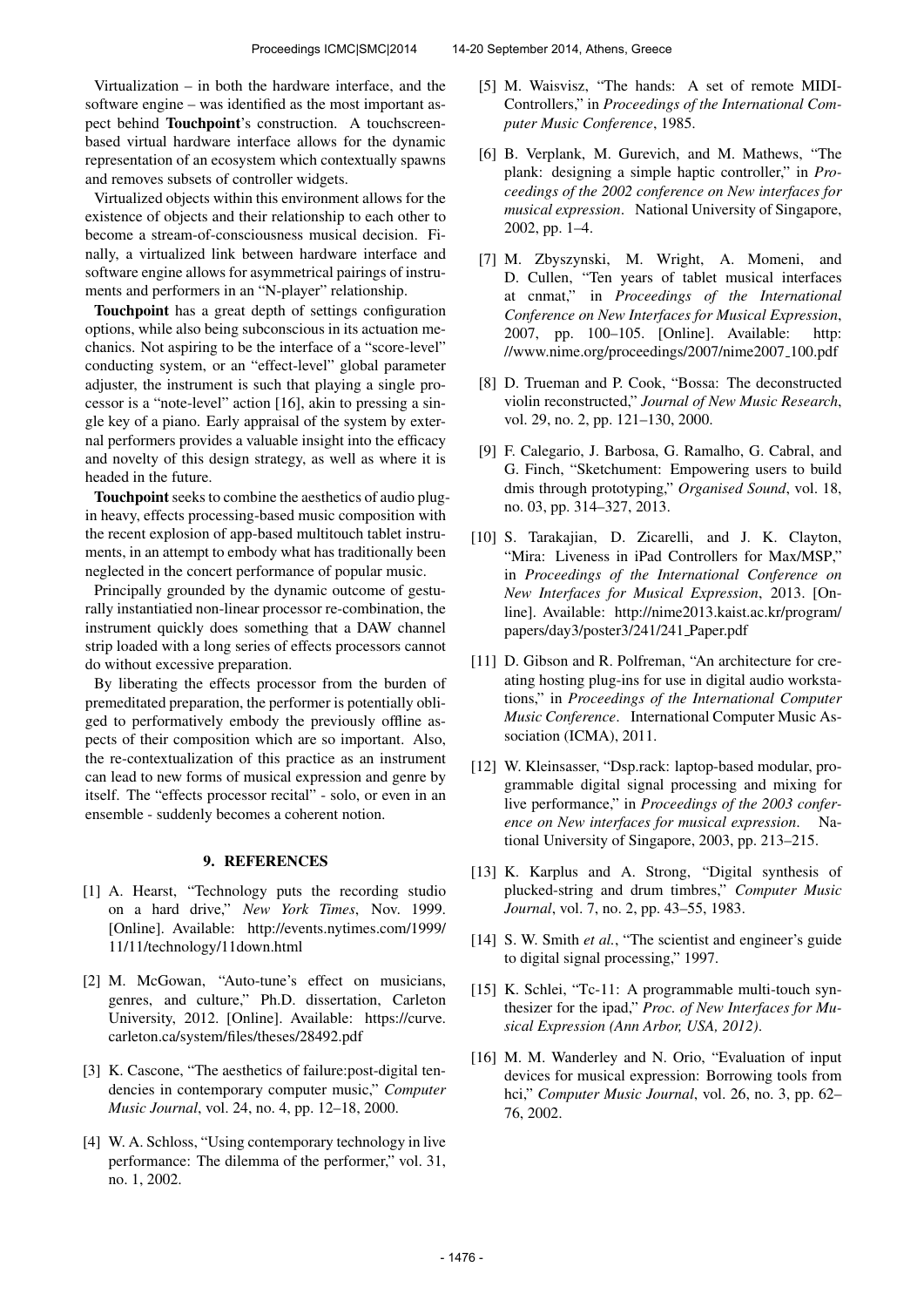Virtualization – in both the hardware interface, and the software engine – was identified as the most important aspect behind **Touchpoint**'s construction. A touchscreen-based virtual hardware interface allows for the dynamic representation of an ecosystem which contextually spawns and removes subsets of controller widgets.

Virtualized objects within this environment allows for the existence of objects and their relationship to each other to become a stream-of-consciousness musical decision. Finally, a virtualized link between hardware interface and software engine allows for asymmetrical pairings of instruments and performers in an "N-player" relationship.

**Touchpoint** has a great depth of settings configuration options, while also being subconscious in its actuation mechanics. Not aspiring to be the interface of a "score-level" conducting system, or an "effect-level" global parameter adjuster, the instrument is such that playing a single processor is a "note-level" action [16], akin to pressing a single key of a piano. Early appraisal of the system by external performers provides a valuable insight into the efficacy and novelty of this design strategy, as well as where it is headed in the future.

**Touchpoint** seeks to combine the aesthetics of audio plug-in heavy, effects processing-based music composition with the recent explosion of app-based multitouch tablet instruments, in an attempt to embody what has traditionally been neglected in the concert performance of popular music.

Principally grounded by the dynamic outcome of gesturally instantiatied non-linear processor re-combination, the instrument quickly does something that a DAW channel strip loaded with a long series of effects processors cannot do without excessive preparation.

By liberating the effects processor from the burden of premeditated preparation, the performer is potentially obliged to performatively embody the previously offline aspects of their composition which are so important. Also, the re-contextualization of this practice as an instrument can lead to new forms of musical expression and genre by itself. The "effects processor recital" - solo, or even in an ensemble - suddenly becomes a coherent notion.

## 9. REFERENCES

[1] A. Hearst, "Technology puts the recording studio on a hard drive," *New York Times*, Nov. 1999. [Online]. Available: http://events.nytimes.com/1999/11/11/technology/11down.html

[2] M. McGowan, "Auto-tune's effect on musicians, genres, and culture," Ph.D. dissertation, Carleton University, 2012. [Online]. Available: https://curve.carleton.ca/system/files/theses/28492.pdf

[3] K. Cascone, "The aesthetics of failure:post-digital tendencies in contemporary computer music," *Computer Music Journal*, vol. 24, no. 4, pp. 12–18, 2000.

[4] W. A. Schloss, "Using contemporary technology in live performance: The dilemma of the performer," vol. 31, no. 1, 2002.

[5] M. Waisvisz, "The hands: A set of remote MIDI-Controllers," in *Proceedings of the International Computer Music Conference*, 1985.

[6] B. Verplank, M. Gurevich, and M. Mathews, "The plank: designing a simple haptic controller," in *Proceedings of the 2002 conference on New interfaces for musical expression*. National University of Singapore, 2002, pp. 1–4.

[7] M. Zbyszynski, M. Wright, A. Momeni, and D. Cullen, "Ten years of tablet musical interfaces at cnmat," in *Proceedings of the International Conference on New Interfaces for Musical Expression*, 2007, pp. 100–105. [Online]. Available: http://www.nime.org/proceedings/2007/nime2007_100.pdf

[8] D. Trueman and P. Cook, "Bossa: The deconstructed violin reconstructed," *Journal of New Music Research*, vol. 29, no. 2, pp. 121–130, 2000.

[9] F. Calegario, J. Barbosa, G. Ramalho, G. Cabral, and G. Finch, "Sketchument: Empowering users to build dmis through prototyping," *Organised Sound*, vol. 18, no. 03, pp. 314–327, 2013.

[10] S. Tarakajian, D. Zicarelli, and J. K. Clayton, "Mira: Liveness in iPad Controllers for Max/MSP," in *Proceedings of the International Conference on New Interfaces for Musical Expression*, 2013. [Online]. Available: http://nime2013.kaist.ac.kr/program/papers/day3/poster3/241/241_Paper.pdf

[11] D. Gibson and R. Polfreman, "An architecture for creating hosting plug-ins for use in digital audio workstations," in *Proceedings of the International Computer Music Conference*. International Computer Music Association (ICMA), 2011.

[12] W. Kleinsasser, "Dsp.rack: laptop-based modular, programmable digital signal processing and mixing for live performance," in *Proceedings of the 2003 conference on New interfaces for musical expression*. National University of Singapore, 2003, pp. 213–215.

[13] K. Karplus and A. Strong, "Digital synthesis of plucked-string and drum timbres," *Computer Music Journal*, vol. 7, no. 2, pp. 43–55, 1983.

[14] S. W. Smith *et al.*, "The scientist and engineer's guide to digital signal processing," 1997.

[15] K. Schlei, "Tc-11: A programmable multi-touch synthesizer for the ipad," *Proc. of New Interfaces for Musical Expression (Ann Arbor, USA, 2012)*.

[16] M. M. Wanderley and N. Orio, "Evaluation of input devices for musical expression: Borrowing tools from hci," *Computer Music Journal*, vol. 26, no. 3, pp. 62–76, 2002.